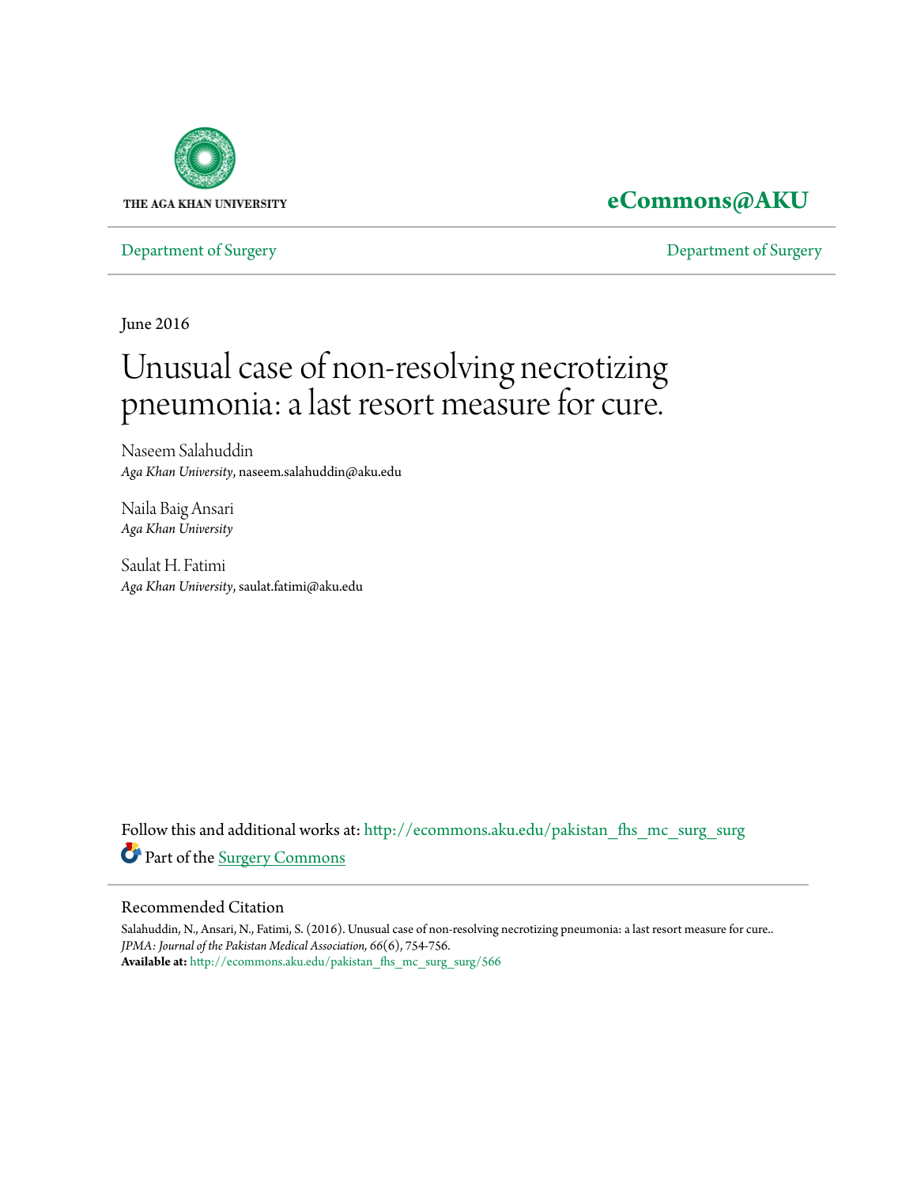THE AGA KHAN UNIVERSITY

**eCommons@AKU**

Department of Surgery | Department of Surgery

June 2016

# Unusual case of non-resolving necrotizing pneumonia: a last resort measure for cure.

Naseem Salahuddin
*Aga Khan University*, naseem.salahuddin@aku.edu

Naila Baig Ansari
*Aga Khan University*

Saulat H. Fatimi
*Aga Khan University*, saulat.fatimi@aku.edu

Follow this and additional works at: http://ecommons.aku.edu/pakistan_fhs_mc_surg_surg

Part of the Surgery Commons

## Recommended Citation

Salahuddin, N., Ansari, N., Fatimi, S. (2016). Unusual case of non-resolving necrotizing pneumonia: a last resort measure for cure.. *JPMA: Journal of the Pakistan Medical Association, 66*(6), 754-756.
**Available at:** http://ecommons.aku.edu/pakistan_fhs_mc_surg_surg/566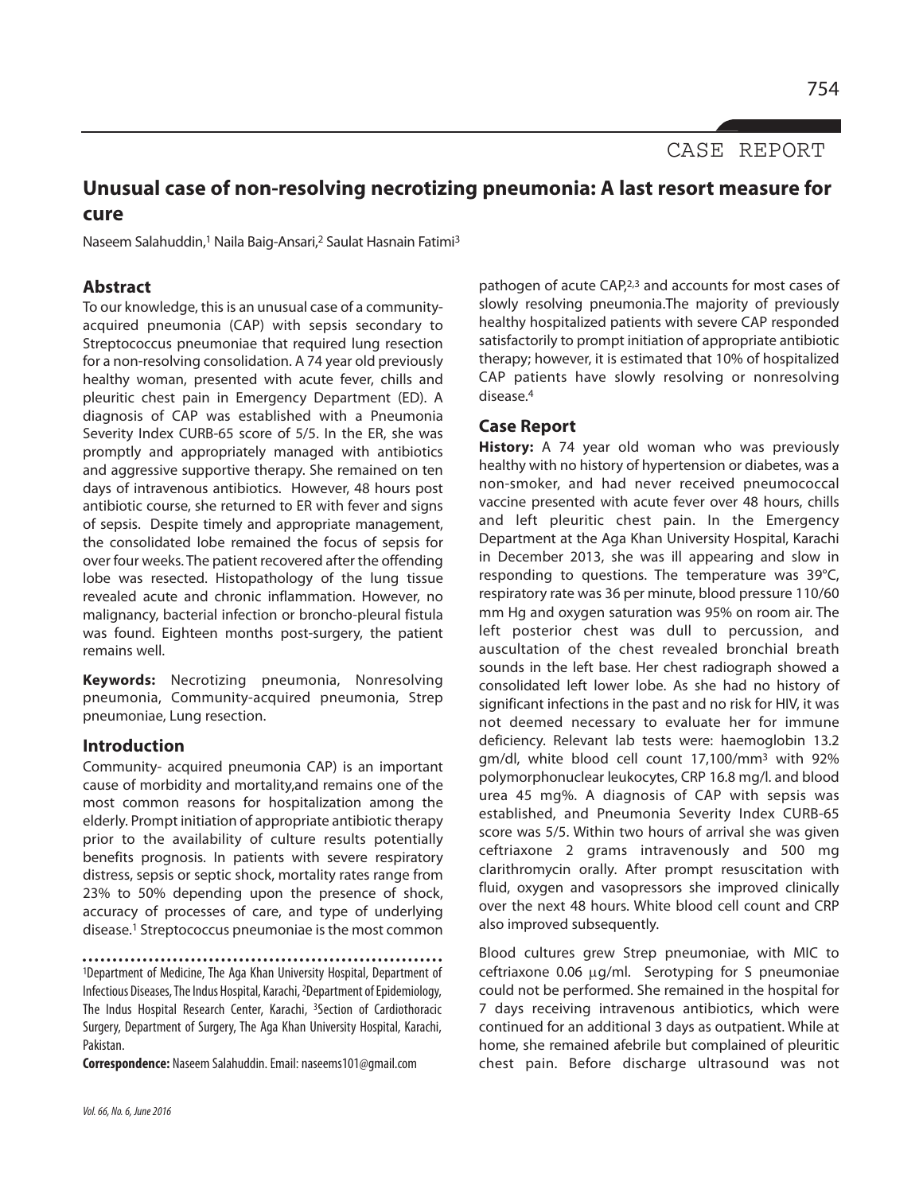CASE REPORT

# Unusual case of non-resolving necrotizing pneumonia: A last resort measure for cure

Naseem Salahuddin,[1] Naila Baig-Ansari,[2] Saulat Hasnain Fatimi[3]

## Abstract

To our knowledge, this is an unusual case of a community-acquired pneumonia (CAP) with sepsis secondary to Streptococcus pneumoniae that required lung resection for a non-resolving consolidation. A 74 year old previously healthy woman, presented with acute fever, chills and pleuritic chest pain in Emergency Department (ED). A diagnosis of CAP was established with a Pneumonia Severity Index CURB-65 score of 5/5. In the ER, she was promptly and appropriately managed with antibiotics and aggressive supportive therapy. She remained on ten days of intravenous antibiotics. However, 48 hours post antibiotic course, she returned to ER with fever and signs of sepsis. Despite timely and appropriate management, the consolidated lobe remained the focus of sepsis for over four weeks. The patient recovered after the offending lobe was resected. Histopathology of the lung tissue revealed acute and chronic inflammation. However, no malignancy, bacterial infection or broncho-pleural fistula was found. Eighteen months post-surgery, the patient remains well.

**Keywords:** Necrotizing pneumonia, Nonresolving pneumonia, Community-acquired pneumonia, Strep pneumoniae, Lung resection.

## Introduction

Community- acquired pneumonia CAP) is an important cause of morbidity and mortality,and remains one of the most common reasons for hospitalization among the elderly. Prompt initiation of appropriate antibiotic therapy prior to the availability of culture results potentially benefits prognosis. In patients with severe respiratory distress, sepsis or septic shock, mortality rates range from 23% to 50% depending upon the presence of shock, accuracy of processes of care, and type of underlying disease.[1] Streptococcus pneumoniae is the most common pathogen of acute CAP,[2,3] and accounts for most cases of slowly resolving pneumonia.The majority of previously healthy hospitalized patients with severe CAP responded satisfactorily to prompt initiation of appropriate antibiotic therapy; however, it is estimated that 10% of hospitalized CAP patients have slowly resolving or nonresolving disease.[4]

## Case Report

**History:** A 74 year old woman who was previously healthy with no history of hypertension or diabetes, was a non-smoker, and had never received pneumococcal vaccine presented with acute fever over 48 hours, chills and left pleuritic chest pain. In the Emergency Department at the Aga Khan University Hospital, Karachi in December 2013, she was ill appearing and slow in responding to questions. The temperature was 39°C, respiratory rate was 36 per minute, blood pressure 110/60 mm Hg and oxygen saturation was 95% on room air. The left posterior chest was dull to percussion, and auscultation of the chest revealed bronchial breath sounds in the left base. Her chest radiograph showed a consolidated left lower lobe. As she had no history of significant infections in the past and no risk for HIV, it was not deemed necessary to evaluate her for immune deficiency. Relevant lab tests were: haemoglobin 13.2 gm/dl, white blood cell count 17,100/mm$^3$ with 92% polymorphonuclear leukocytes, CRP 16.8 mg/l. and blood urea 45 mg%. A diagnosis of CAP with sepsis was established, and Pneumonia Severity Index CURB-65 score was 5/5. Within two hours of arrival she was given ceftriaxone 2 grams intravenously and 500 mg clarithromycin orally. After prompt resuscitation with fluid, oxygen and vasopressors she improved clinically over the next 48 hours. White blood cell count and CRP also improved subsequently.

Blood cultures grew Strep pneumoniae, with MIC to ceftriaxone 0.06 μg/ml. Serotyping for S pneumoniae could not be performed. She remained in the hospital for 7 days receiving intravenous antibiotics, which were continued for an additional 3 days as outpatient. While at home, she remained afebrile but complained of pleuritic chest pain. Before discharge ultrasound was not

[1]Department of Medicine, The Aga Khan University Hospital, Department of Infectious Diseases, The Indus Hospital, Karachi, [2]Department of Epidemiology, The Indus Hospital Research Center, Karachi, [3]Section of Cardiothoracic Surgery, Department of Surgery, The Aga Khan University Hospital, Karachi, Pakistan.

**Correspondence:** Naseem Salahuddin. Email: naseems101@gmail.com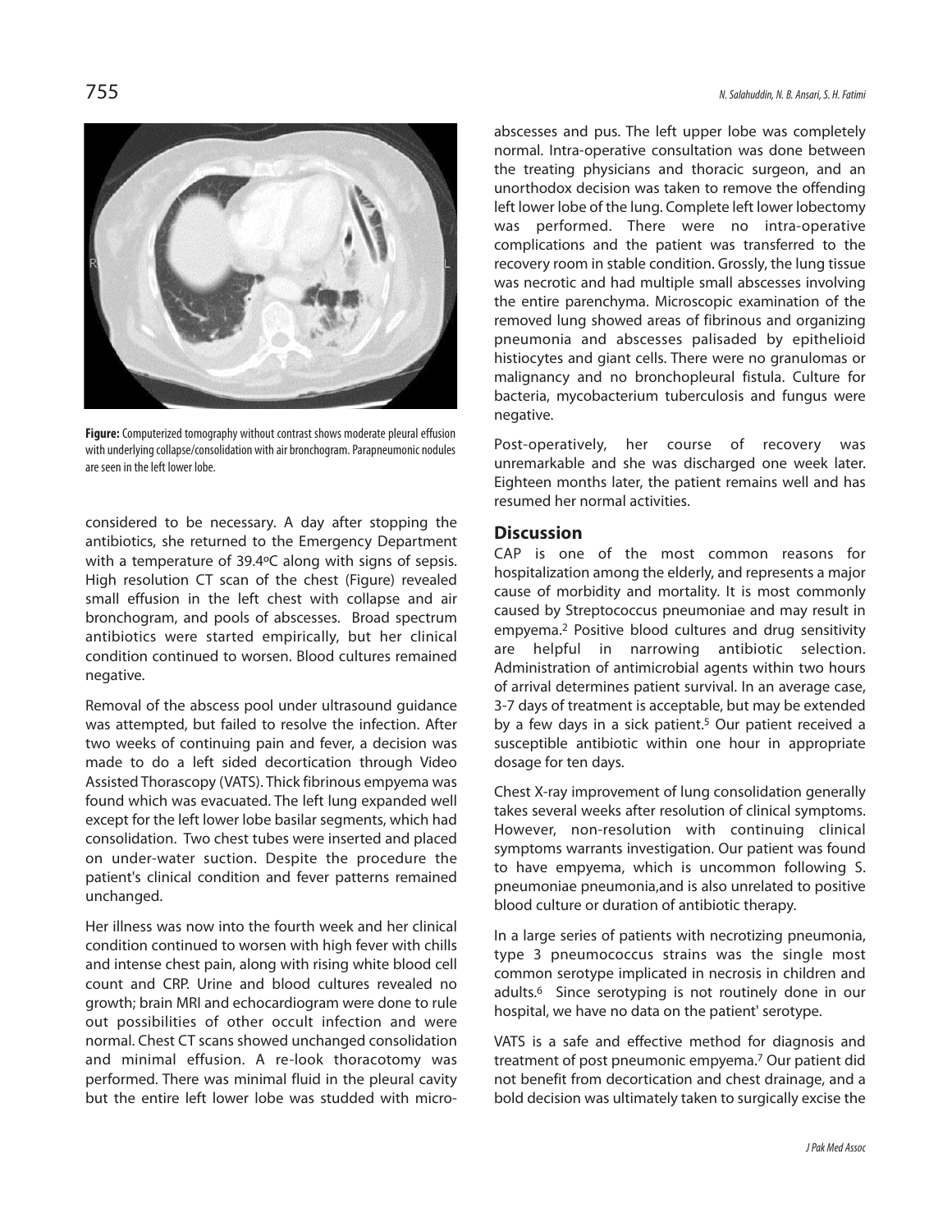**Figure:** Computerized tomography without contrast shows moderate pleural effusion with underlying collapse/consolidation with air bronchogram. Parapneumonic nodules are seen in the left lower lobe.

considered to be necessary. A day after stopping the antibiotics, she returned to the Emergency Department with a temperature of 39.4ºC along with signs of sepsis. High resolution CT scan of the chest (Figure) revealed small effusion in the left chest with collapse and air bronchogram, and pools of abscesses. Broad spectrum antibiotics were started empirically, but her clinical condition continued to worsen. Blood cultures remained negative.

Removal of the abscess pool under ultrasound guidance was attempted, but failed to resolve the infection. After two weeks of continuing pain and fever, a decision was made to do a left sided decortication through Video Assisted Thorascopy (VATS). Thick fibrinous empyema was found which was evacuated. The left lung expanded well except for the left lower lobe basilar segments, which had consolidation. Two chest tubes were inserted and placed on under-water suction. Despite the procedure the patient's clinical condition and fever patterns remained unchanged.

Her illness was now into the fourth week and her clinical condition continued to worsen with high fever with chills and intense chest pain, along with rising white blood cell count and CRP. Urine and blood cultures revealed no growth; brain MRI and echocardiogram were done to rule out possibilities of other occult infection and were normal. Chest CT scans showed unchanged consolidation and minimal effusion. A re-look thoracotomy was performed. There was minimal fluid in the pleural cavity but the entire left lower lobe was studded with micro-abscesses and pus. The left upper lobe was completely normal. Intra-operative consultation was done between the treating physicians and thoracic surgeon, and an unorthodox decision was taken to remove the offending left lower lobe of the lung. Complete left lower lobectomy was performed. There were no intra-operative complications and the patient was transferred to the recovery room in stable condition. Grossly, the lung tissue was necrotic and had multiple small abscesses involving the entire parenchyma. Microscopic examination of the removed lung showed areas of fibrinous and organizing pneumonia and abscesses palisaded by epithelioid histiocytes and giant cells. There were no granulomas or malignancy and no bronchopleural fistula. Culture for bacteria, mycobacterium tuberculosis and fungus were negative.

Post-operatively, her course of recovery was unremarkable and she was discharged one week later. Eighteen months later, the patient remains well and has resumed her normal activities.

## Discussion

CAP is one of the most common reasons for hospitalization among the elderly, and represents a major cause of morbidity and mortality. It is most commonly caused by Streptococcus pneumoniae and may result in empyema.[2] Positive blood cultures and drug sensitivity are helpful in narrowing antibiotic selection. Administration of antimicrobial agents within two hours of arrival determines patient survival. In an average case, 3-7 days of treatment is acceptable, but may be extended by a few days in a sick patient.[5] Our patient received a susceptible antibiotic within one hour in appropriate dosage for ten days.

Chest X-ray improvement of lung consolidation generally takes several weeks after resolution of clinical symptoms. However, non-resolution with continuing clinical symptoms warrants investigation. Our patient was found to have empyema, which is uncommon following S. pneumoniae pneumonia,and is also unrelated to positive blood culture or duration of antibiotic therapy.

In a large series of patients with necrotizing pneumonia, type 3 pneumococcus strains was the single most common serotype implicated in necrosis in children and adults.[6] Since serotyping is not routinely done in our hospital, we have no data on the patient' serotype.

VATS is a safe and effective method for diagnosis and treatment of post pneumonic empyema.[7] Our patient did not benefit from decortication and chest drainage, and a bold decision was ultimately taken to surgically excise the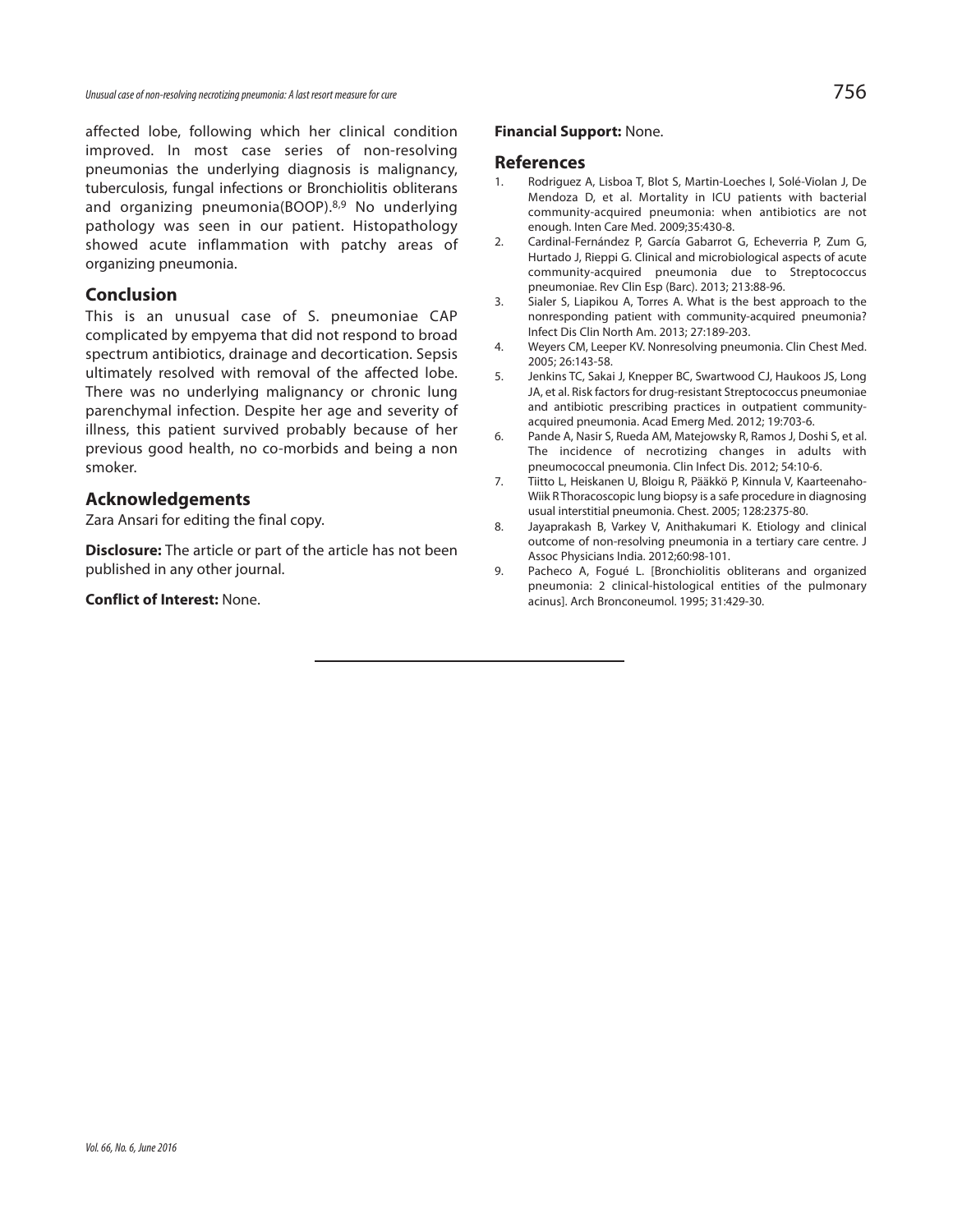affected lobe, following which her clinical condition improved. In most case series of non-resolving pneumonias the underlying diagnosis is malignancy, tuberculosis, fungal infections or Bronchiolitis obliterans and organizing pneumonia(BOOP).[8,9] No underlying pathology was seen in our patient. Histopathology showed acute inflammation with patchy areas of organizing pneumonia.

## Conclusion

This is an unusual case of S. pneumoniae CAP complicated by empyema that did not respond to broad spectrum antibiotics, drainage and decortication. Sepsis ultimately resolved with removal of the affected lobe. There was no underlying malignancy or chronic lung parenchymal infection. Despite her age and severity of illness, this patient survived probably because of her previous good health, no co-morbids and being a non smoker.

## Acknowledgements

Zara Ansari for editing the final copy.

**Disclosure:** The article or part of the article has not been published in any other journal.

**Conflict of Interest:** None.

**Financial Support:** None.

## References

1. Rodriguez A, Lisboa T, Blot S, Martin-Loeches I, Solé-Violan J, De Mendoza D, et al. Mortality in ICU patients with bacterial community-acquired pneumonia: when antibiotics are not enough. Inten Care Med. 2009;35:430-8.
2. Cardinal-Fernández P, García Gabarrot G, Echeverria P, Zum G, Hurtado J, Rieppi G. Clinical and microbiological aspects of acute community-acquired pneumonia due to Streptococcus pneumoniae. Rev Clin Esp (Barc). 2013; 213:88-96.
3. Sialer S, Liapikou A, Torres A. What is the best approach to the nonresponding patient with community-acquired pneumonia? Infect Dis Clin North Am. 2013; 27:189-203.
4. Weyers CM, Leeper KV. Nonresolving pneumonia. Clin Chest Med. 2005; 26:143-58.
5. Jenkins TC, Sakai J, Knepper BC, Swartwood CJ, Haukoos JS, Long JA, et al. Risk factors for drug-resistant Streptococcus pneumoniae and antibiotic prescribing practices in outpatient community-acquired pneumonia. Acad Emerg Med. 2012; 19:703-6.
6. Pande A, Nasir S, Rueda AM, Matejowsky R, Ramos J, Doshi S, et al. The incidence of necrotizing changes in adults with pneumococcal pneumonia. Clin Infect Dis. 2012; 54:10-6.
7. Tiitto L, Heiskanen U, Bloigu R, Pääkkö P, Kinnula V, Kaarteenaho-Wiik R Thoracoscopic lung biopsy is a safe procedure in diagnosing usual interstitial pneumonia. Chest. 2005; 128:2375-80.
8. Jayaprakash B, Varkey V, Anithakumari K. Etiology and clinical outcome of non-resolving pneumonia in a tertiary care centre. J Assoc Physicians India. 2012;60:98-101.
9. Pacheco A, Fogué L. [Bronchiolitis obliterans and organized pneumonia: 2 clinical-histological entities of the pulmonary acinus]. Arch Bronconeumol. 1995; 31:429-30.